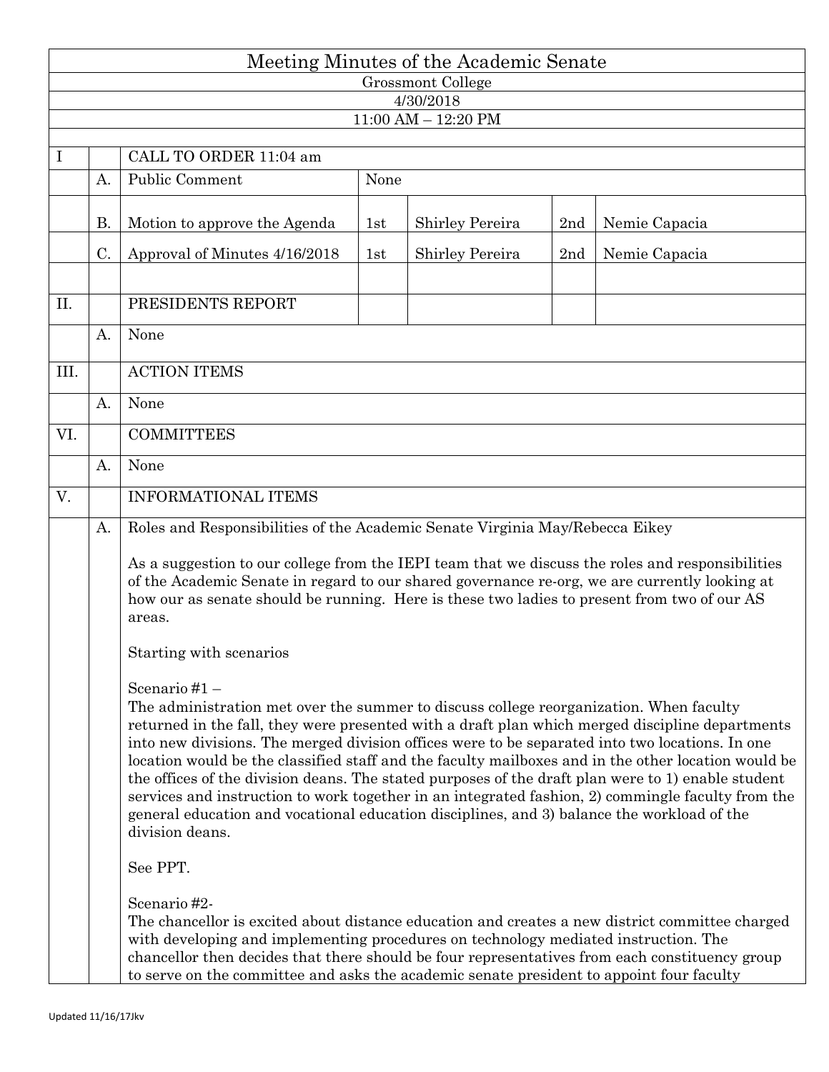# Meeting Minutes of the Academic Senate

Grossmont College

4/30/2018

11:00 AM – 12:20 PM

| | | | | | | |
|---|---|---|---|---|---|---|
| I | | CALL TO ORDER 11:04 am | | | | |
| | A. | Public Comment | None | | | |
| | B. | Motion to approve the Agenda | 1st | Shirley Pereira | 2nd | Nemie Capacia |
| | C. | Approval of Minutes 4/16/2018 | 1st | Shirley Pereira | 2nd | Nemie Capacia |
| | | | | | | |
| II. | | PRESIDENTS REPORT | | | | |
| | A. | None | | | | |
| III. | | ACTION ITEMS | | | | |
| | A. | None | | | | |
| VI. | | COMMITTEES | | | | |
| | A. | None | | | | |
| V. | | INFORMATIONAL ITEMS | | | | |
| | A. | Roles and Responsibilities of the Academic Senate Virginia May/Rebecca Eikey | | | | |

As a suggestion to our college from the IEPI team that we discuss the roles and responsibilities of the Academic Senate in regard to our shared governance re-org, we are currently looking at how our as senate should be running. Here is these two ladies to present from two of our AS areas.

Starting with scenarios

Scenario #1 –
The administration met over the summer to discuss college reorganization. When faculty returned in the fall, they were presented with a draft plan which merged discipline departments into new divisions. The merged division offices were to be separated into two locations. In one location would be the classified staff and the faculty mailboxes and in the other location would be the offices of the division deans. The stated purposes of the draft plan were to 1) enable student services and instruction to work together in an integrated fashion, 2) commingle faculty from the general education and vocational education disciplines, and 3) balance the workload of the division deans.

See PPT.

Scenario #2-
The chancellor is excited about distance education and creates a new district committee charged with developing and implementing procedures on technology mediated instruction. The chancellor then decides that there should be four representatives from each constituency group to serve on the committee and asks the academic senate president to appoint four faculty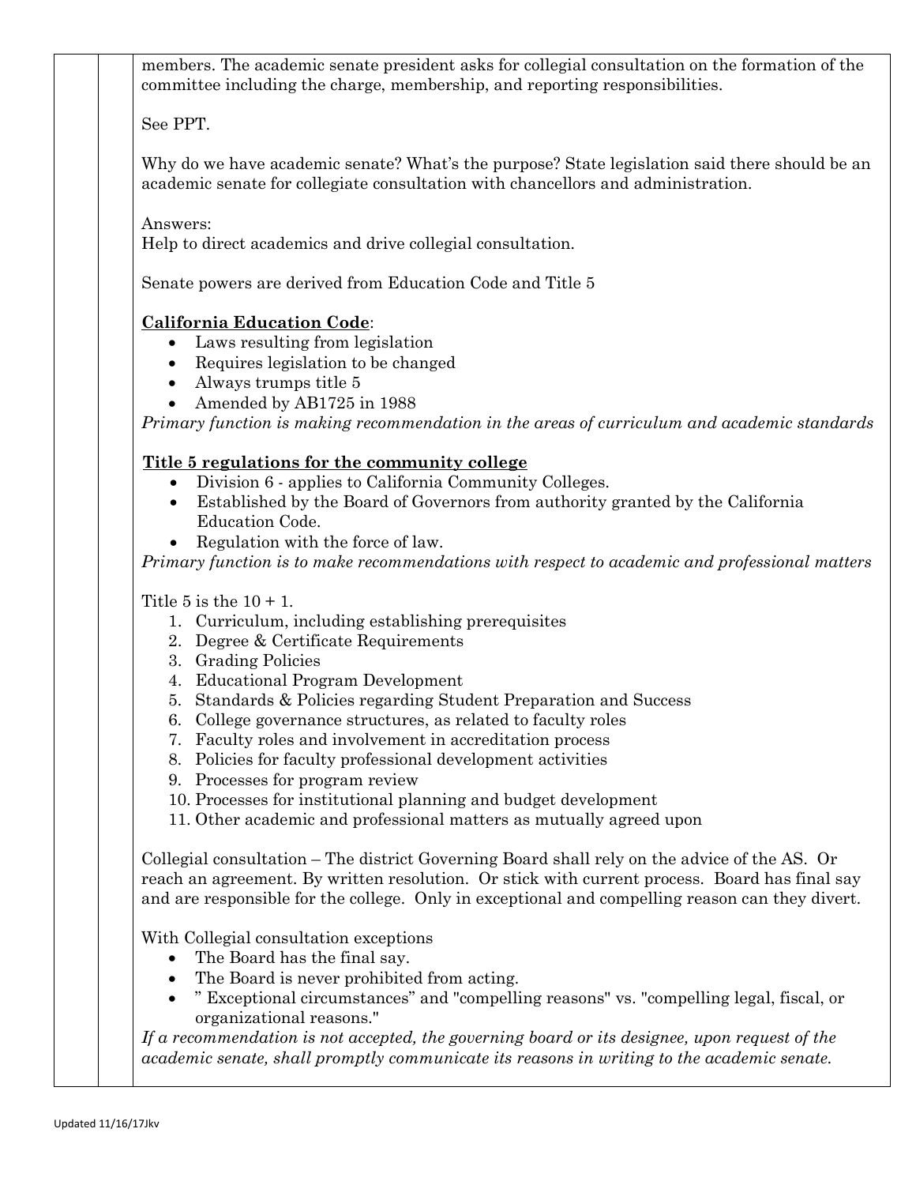members. The academic senate president asks for collegial consultation on the formation of the committee including the charge, membership, and reporting responsibilities.

See PPT.

Why do we have academic senate? What's the purpose? State legislation said there should be an academic senate for collegiate consultation with chancellors and administration.

Answers:
Help to direct academics and drive collegial consultation.

Senate powers are derived from Education Code and Title 5

**<u>California Education Code</u>**:

- Laws resulting from legislation
- Requires legislation to be changed
- Always trumps title 5
- Amended by AB1725 in 1988

*Primary function is making recommendation in the areas of curriculum and academic standards*

**<u>Title 5 regulations for the community college</u>**

- Division 6 - applies to California Community Colleges.
- Established by the Board of Governors from authority granted by the California Education Code.
- Regulation with the force of law.

*Primary function is to make recommendations with respect to academic and professional matters*

Title 5 is the 10 + 1.

1. Curriculum, including establishing prerequisites
2. Degree & Certificate Requirements
3. Grading Policies
4. Educational Program Development
5. Standards & Policies regarding Student Preparation and Success
6. College governance structures, as related to faculty roles
7. Faculty roles and involvement in accreditation process
8. Policies for faculty professional development activities
9. Processes for program review
10. Processes for institutional planning and budget development
11. Other academic and professional matters as mutually agreed upon

Collegial consultation – The district Governing Board shall rely on the advice of the AS. Or reach an agreement. By written resolution. Or stick with current process. Board has final say and are responsible for the college. Only in exceptional and compelling reason can they divert.

With Collegial consultation exceptions

- The Board has the final say.
- The Board is never prohibited from acting.
- " Exceptional circumstances" and "compelling reasons" vs. "compelling legal, fiscal, or organizational reasons."

*If a recommendation is not accepted, the governing board or its designee, upon request of the academic senate, shall promptly communicate its reasons in writing to the academic senate.*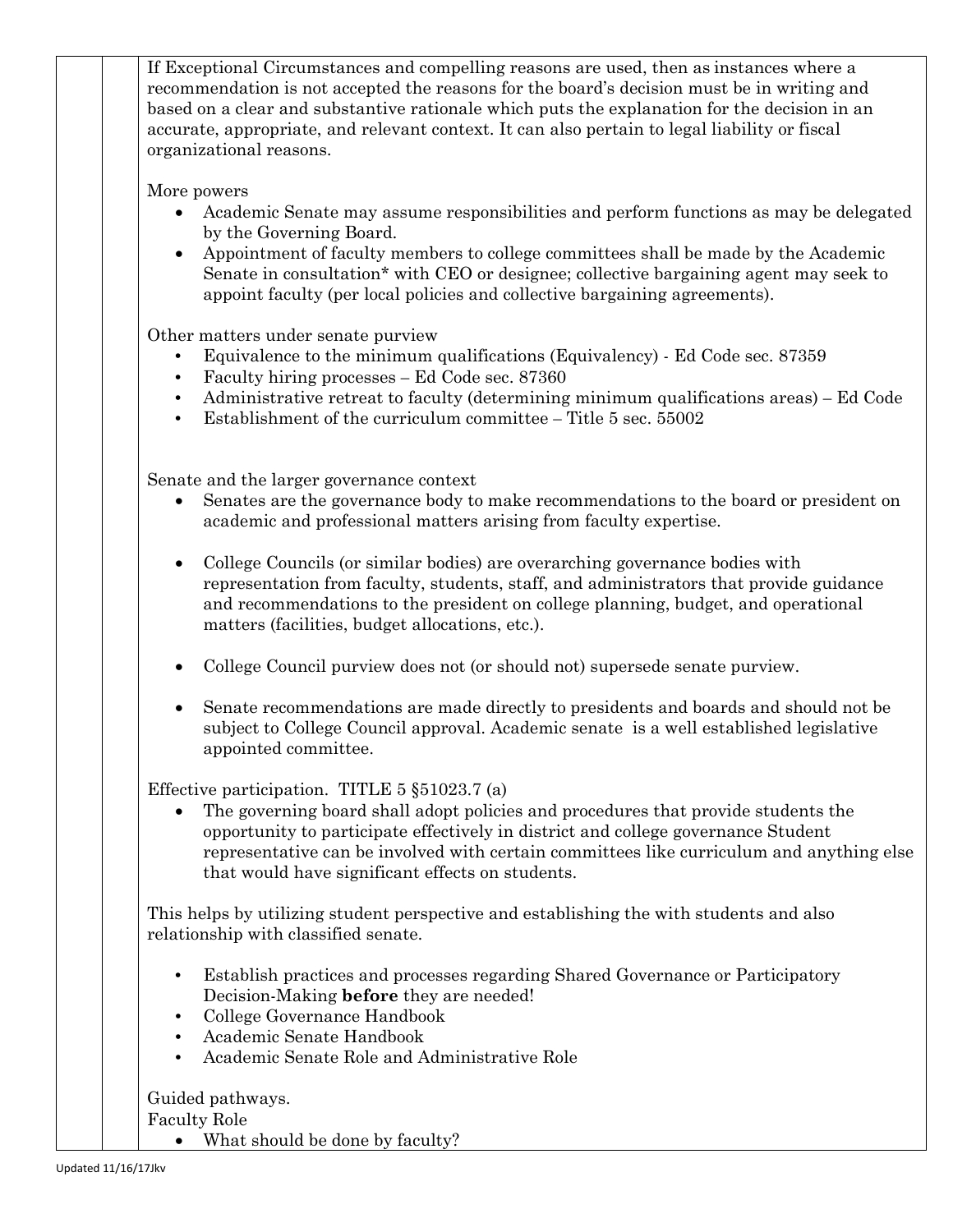If Exceptional Circumstances and compelling reasons are used, then as instances where a recommendation is not accepted the reasons for the board's decision must be in writing and based on a clear and substantive rationale which puts the explanation for the decision in an accurate, appropriate, and relevant context. It can also pertain to legal liability or fiscal organizational reasons.

More powers

- Academic Senate may assume responsibilities and perform functions as may be delegated by the Governing Board.
- Appointment of faculty members to college committees shall be made by the Academic Senate in consultation* with CEO or designee; collective bargaining agent may seek to appoint faculty (per local policies and collective bargaining agreements).

Other matters under senate purview

- Equivalence to the minimum qualifications (Equivalency) - Ed Code sec. 87359
- Faculty hiring processes – Ed Code sec. 87360
- Administrative retreat to faculty (determining minimum qualifications areas) – Ed Code
- Establishment of the curriculum committee – Title 5 sec. 55002

Senate and the larger governance context

- Senates are the governance body to make recommendations to the board or president on academic and professional matters arising from faculty expertise.
- College Councils (or similar bodies) are overarching governance bodies with representation from faculty, students, staff, and administrators that provide guidance and recommendations to the president on college planning, budget, and operational matters (facilities, budget allocations, etc.).
- College Council purview does not (or should not) supersede senate purview.
- Senate recommendations are made directly to presidents and boards and should not be subject to College Council approval. Academic senate is a well established legislative appointed committee.

Effective participation. TITLE 5 §51023.7 (a)

- The governing board shall adopt policies and procedures that provide students the opportunity to participate effectively in district and college governance Student representative can be involved with certain committees like curriculum and anything else that would have significant effects on students.

This helps by utilizing student perspective and establishing the with students and also relationship with classified senate.

- Establish practices and processes regarding Shared Governance or Participatory Decision-Making **before** they are needed!
- College Governance Handbook
- Academic Senate Handbook
- Academic Senate Role and Administrative Role

Guided pathways.

Faculty Role

- What should be done by faculty?

Updated 11/16/17Jkv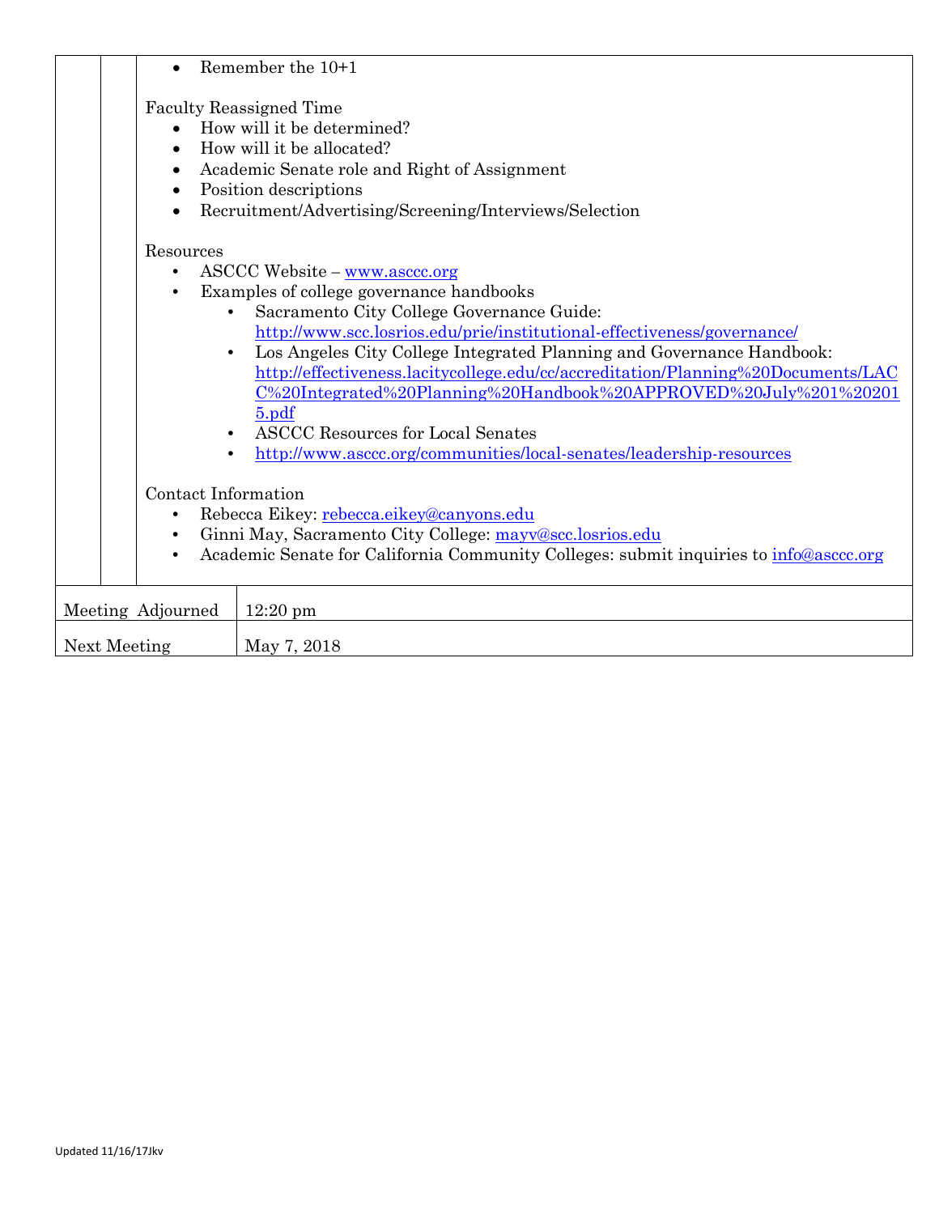- Remember the 10+1

Faculty Reassigned Time
- How will it be determined?
- How will it be allocated?
- Academic Senate role and Right of Assignment
- Position descriptions
- Recruitment/Advertising/Screening/Interviews/Selection

Resources
- ASCCC Website – www.asccc.org
- Examples of college governance handbooks
    - Sacramento City College Governance Guide: http://www.scc.losrios.edu/prie/institutional-effectiveness/governance/
    - Los Angeles City College Integrated Planning and Governance Handbook: http://effectiveness.lacitycollege.edu/cc/accreditation/Planning%20Documents/LACC%20Integrated%20Planning%20Handbook%20APPROVED%20July%201%202015.pdf
    - ASCCC Resources for Local Senates
    - http://www.asccc.org/communities/local-senates/leadership-resources

Contact Information
- Rebecca Eikey: rebecca.eikey@canyons.edu
- Ginni May, Sacramento City College: mayv@scc.losrios.edu
- Academic Senate for California Community Colleges: submit inquiries to info@asccc.org

| | |
|---|---|
| Meeting Adjourned | 12:20 pm |
| Next Meeting | May 7, 2018 |

Updated 11/16/17Jkv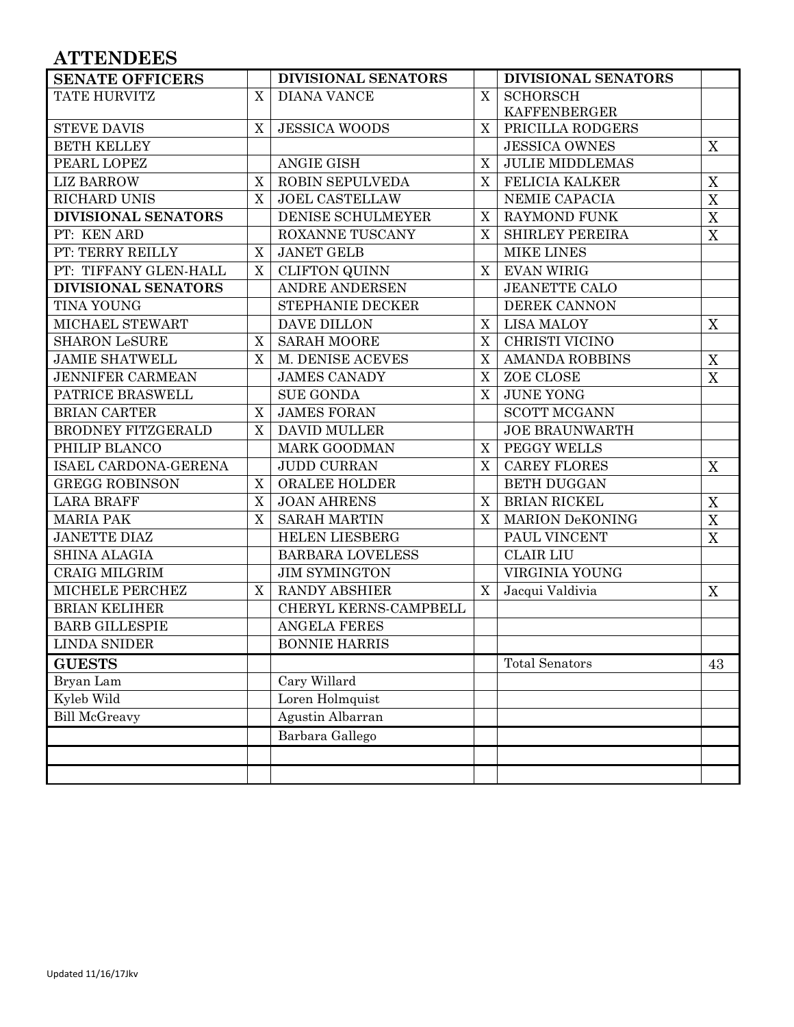## ATTENDEES

| SENATE OFFICERS | | DIVISIONAL SENATORS | | DIVISIONAL SENATORS | |
|---|---|---|---|---|---|
| TATE HURVITZ | X | DIANA VANCE | X | SCHORSCH KAFFENBERGER | |
| STEVE DAVIS | X | JESSICA WOODS | X | PRICILLA RODGERS | |
| BETH KELLEY | | | | JESSICA OWNES | X |
| PEARL LOPEZ | | ANGIE GISH | X | JULIE MIDDLEMAS | |
| LIZ BARROW | X | ROBIN SEPULVEDA | X | FELICIA KALKER | X |
| RICHARD UNIS | X | JOEL CASTELLAW | | NEMIE CAPACIA | X |
| **DIVISIONAL SENATORS** | | DENISE SCHULMEYER | X | RAYMOND FUNK | X |
| PT: KEN ARD | | ROXANNE TUSCANY | X | SHIRLEY PEREIRA | X |
| PT: TERRY REILLY | X | JANET GELB | | MIKE LINES | |
| PT: TIFFANY GLEN-HALL | X | CLIFTON QUINN | X | EVAN WIRIG | |
| **DIVISIONAL SENATORS** | | ANDRE ANDERSEN | | JEANETTE CALO | |
| TINA YOUNG | | STEPHANIE DECKER | | DEREK CANNON | |
| MICHAEL STEWART | | DAVE DILLON | X | LISA MALOY | X |
| SHARON LeSURE | X | SARAH MOORE | X | CHRISTI VICINO | |
| JAMIE SHATWELL | X | M. DENISE ACEVES | X | AMANDA ROBBINS | X |
| JENNIFER CARMEAN | | JAMES CANADY | X | ZOE CLOSE | X |
| PATRICE BRASWELL | | SUE GONDA | X | JUNE YONG | |
| BRIAN CARTER | X | JAMES FORAN | | SCOTT MCGANN | |
| BRODNEY FITZGERALD | X | DAVID MULLER | | JOE BRAUNWARTH | |
| PHILIP BLANCO | | MARK GOODMAN | X | PEGGY WELLS | |
| ISAEL CARDONA-GERENA | | JUDD CURRAN | X | CAREY FLORES | X |
| GREGG ROBINSON | X | ORALEE HOLDER | | BETH DUGGAN | |
| LARA BRAFF | X | JOAN AHRENS | X | BRIAN RICKEL | X |
| MARIA PAK | X | SARAH MARTIN | X | MARION DeKONING | X |
| JANETTE DIAZ | | HELEN LIESBERG | | PAUL VINCENT | X |
| SHINA ALAGIA | | BARBARA LOVELESS | | CLAIR LIU | |
| CRAIG MILGRIM | | JIM SYMINGTON | | VIRGINIA YOUNG | |
| MICHELE PERCHEZ | X | RANDY ABSHIER | X | Jacqui Valdivia | X |
| BRIAN KELIHER | | CHERYL KERNS-CAMPBELL | | | |
| BARB GILLESPIE | | ANGELA FERES | | | |
| LINDA SNIDER | | BONNIE HARRIS | | | |
| **GUESTS** | | | | Total Senators | 43 |
| Bryan Lam | | Cary Willard | | | |
| Kyleb Wild | | Loren Holmquist | | | |
| Bill McGreavy | | Agustin Albarran | | | |
| | | Barbara Gallego | | | |
| | | | | | |
| | | | | | |

Updated 11/16/17Jkv